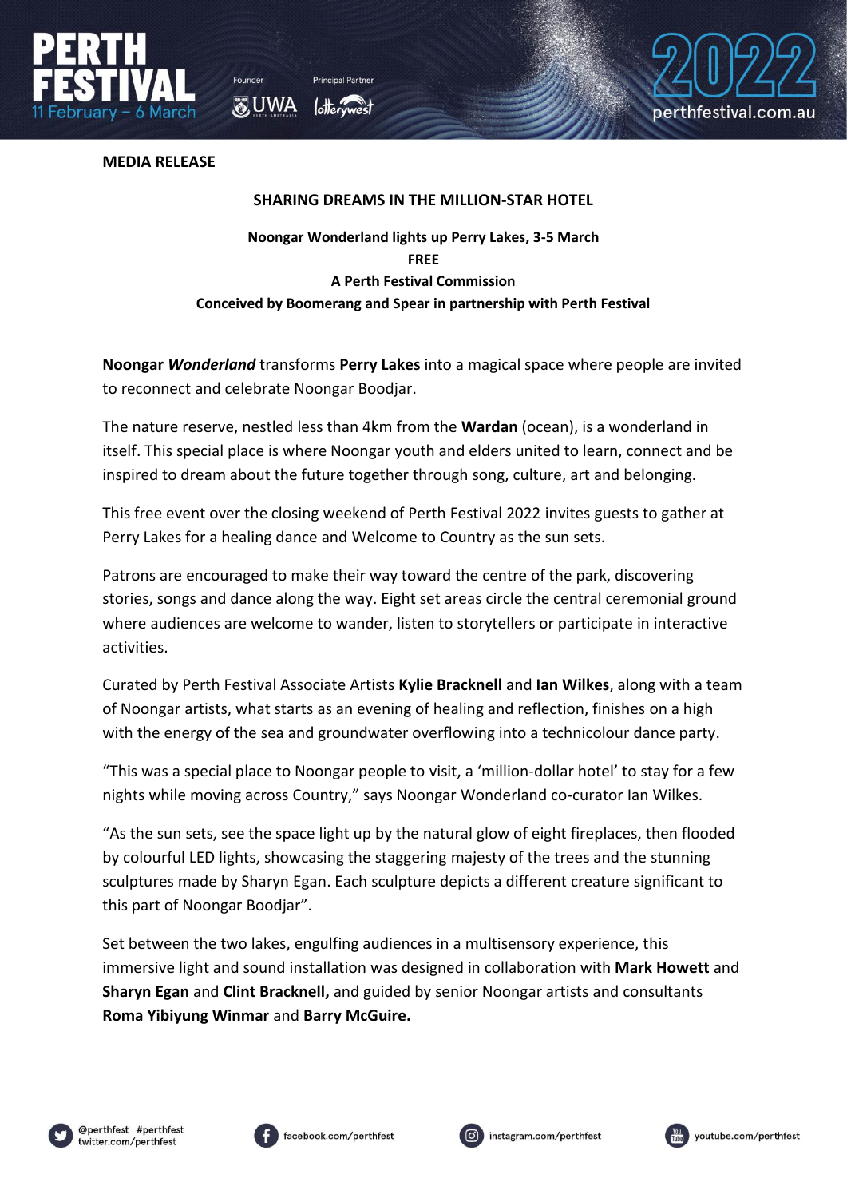**MEDIA RELEASE**

## SHARING DREAMS IN THE MILLION-STAR HOTEL

**Noongar Wonderland lights up Perry Lakes, 3-5 March**
**FREE**
**A Perth Festival Commission**
**Conceived by Boomerang and Spear in partnership with Perth Festival**

**Noongar *Wonderland*** transforms **Perry Lakes** into a magical space where people are invited to reconnect and celebrate Noongar Boodjar.

The nature reserve, nestled less than 4km from the **Wardan** (ocean), is a wonderland in itself. This special place is where Noongar youth and elders united to learn, connect and be inspired to dream about the future together through song, culture, art and belonging.

This free event over the closing weekend of Perth Festival 2022 invites guests to gather at Perry Lakes for a healing dance and Welcome to Country as the sun sets.

Patrons are encouraged to make their way toward the centre of the park, discovering stories, songs and dance along the way. Eight set areas circle the central ceremonial ground where audiences are welcome to wander, listen to storytellers or participate in interactive activities.

Curated by Perth Festival Associate Artists **Kylie Bracknell** and **Ian Wilkes**, along with a team of Noongar artists, what starts as an evening of healing and reflection, finishes on a high with the energy of the sea and groundwater overflowing into a technicolour dance party.

"This was a special place to Noongar people to visit, a 'million-dollar hotel' to stay for a few nights while moving across Country," says Noongar Wonderland co-curator Ian Wilkes.

"As the sun sets, see the space light up by the natural glow of eight fireplaces, then flooded by colourful LED lights, showcasing the staggering majesty of the trees and the stunning sculptures made by Sharyn Egan. Each sculpture depicts a different creature significant to this part of Noongar Boodjar".

Set between the two lakes, engulfing audiences in a multisensory experience, this immersive light and sound installation was designed in collaboration with **Mark Howett** and **Sharyn Egan** and **Clint Bracknell,** and guided by senior Noongar artists and consultants **Roma Yibiyung Winmar** and **Barry McGuire.**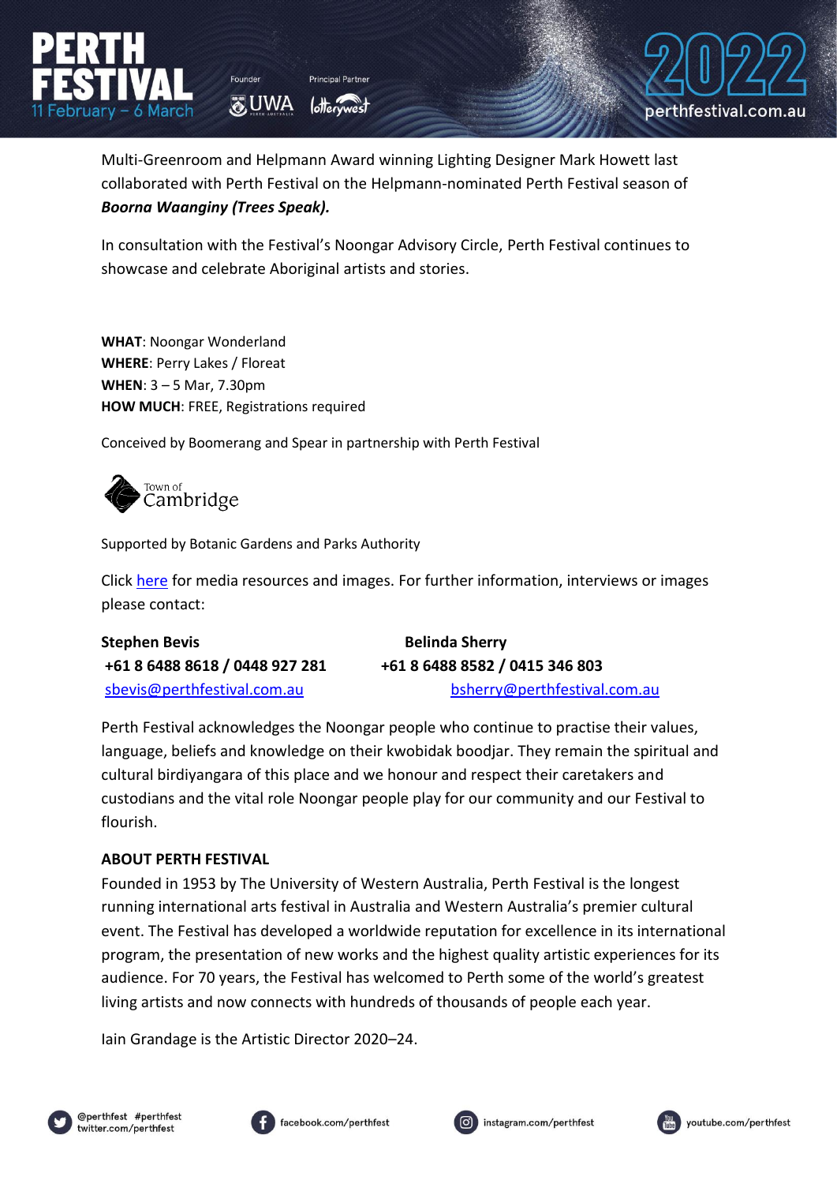Multi-Greenroom and Helpmann Award winning Lighting Designer Mark Howett last collaborated with Perth Festival on the Helpmann-nominated Perth Festival season of ***Boorna Waanginy (Trees Speak).***

In consultation with the Festival's Noongar Advisory Circle, Perth Festival continues to showcase and celebrate Aboriginal artists and stories.

**WHAT**: Noongar Wonderland
**WHERE**: Perry Lakes / Floreat
**WHEN**: 3 – 5 Mar, 7.30pm
**HOW MUCH**: FREE, Registrations required

Conceived by Boomerang and Spear in partnership with Perth Festival

Town of Cambridge

Supported by Botanic Gardens and Parks Authority

Click here for media resources and images. For further information, interviews or images please contact:

**Stephen Bevis**
**+61 8 6488 8618 / 0448 927 281**
sbevis@perthfestival.com.au

**Belinda Sherry**
**+61 8 6488 8582 / 0415 346 803**
bsherry@perthfestival.com.au

Perth Festival acknowledges the Noongar people who continue to practise their values, language, beliefs and knowledge on their kwobidak boodjar. They remain the spiritual and cultural birdiyangara of this place and we honour and respect their caretakers and custodians and the vital role Noongar people play for our community and our Festival to flourish.

**ABOUT PERTH FESTIVAL**

Founded in 1953 by The University of Western Australia, Perth Festival is the longest running international arts festival in Australia and Western Australia's premier cultural event. The Festival has developed a worldwide reputation for excellence in its international program, the presentation of new works and the highest quality artistic experiences for its audience. For 70 years, the Festival has welcomed to Perth some of the world's greatest living artists and now connects with hundreds of thousands of people each year.

Iain Grandage is the Artistic Director 2020–24.

@perthfest #perthfest twitter.com/perthfest
facebook.com/perthfest
instagram.com/perthfest
youtube.com/perthfest